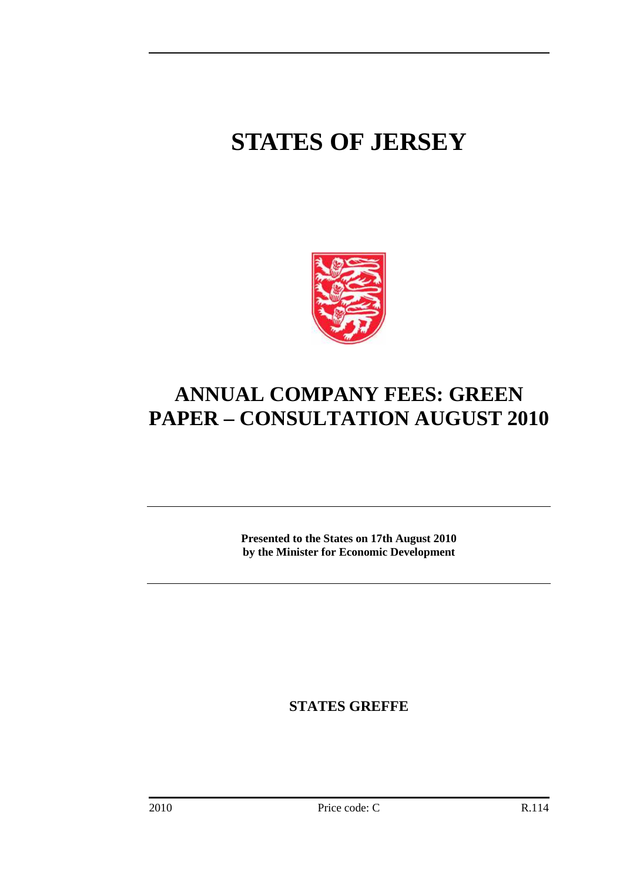# STATES OF JERSEY

# ANNUAL COMPANY FEES: GREEN PAPER – CONSULTATION AUGUST 2010

**Presented to the States on 17th August 2010**
**by the Minister for Economic Development**

**STATES GREFFE**

2010 Price code: C R.114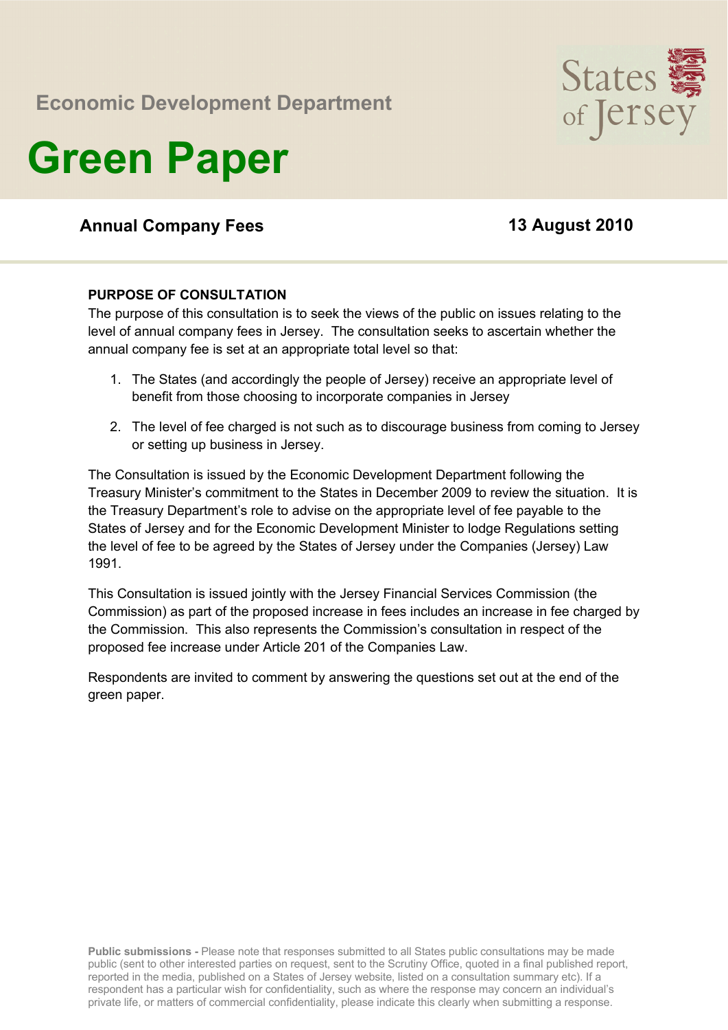Economic Development Department

# Green Paper

**Annual Company Fees** **13 August 2010**

**PURPOSE OF CONSULTATION**

The purpose of this consultation is to seek the views of the public on issues relating to the level of annual company fees in Jersey. The consultation seeks to ascertain whether the annual company fee is set at an appropriate total level so that:

1. The States (and accordingly the people of Jersey) receive an appropriate level of benefit from those choosing to incorporate companies in Jersey
2. The level of fee charged is not such as to discourage business from coming to Jersey or setting up business in Jersey.

The Consultation is issued by the Economic Development Department following the Treasury Minister's commitment to the States in December 2009 to review the situation. It is the Treasury Department's role to advise on the appropriate level of fee payable to the States of Jersey and for the Economic Development Minister to lodge Regulations setting the level of fee to be agreed by the States of Jersey under the Companies (Jersey) Law 1991.

This Consultation is issued jointly with the Jersey Financial Services Commission (the Commission) as part of the proposed increase in fees includes an increase in fee charged by the Commission. This also represents the Commission's consultation in respect of the proposed fee increase under Article 201 of the Companies Law.

Respondents are invited to comment by answering the questions set out at the end of the green paper.

**Public submissions -** Please note that responses submitted to all States public consultations may be made public (sent to other interested parties on request, sent to the Scrutiny Office, quoted in a final published report, reported in the media, published on a States of Jersey website, listed on a consultation summary etc). If a respondent has a particular wish for confidentiality, such as where the response may concern an individual's private life, or matters of commercial confidentiality, please indicate this clearly when submitting a response.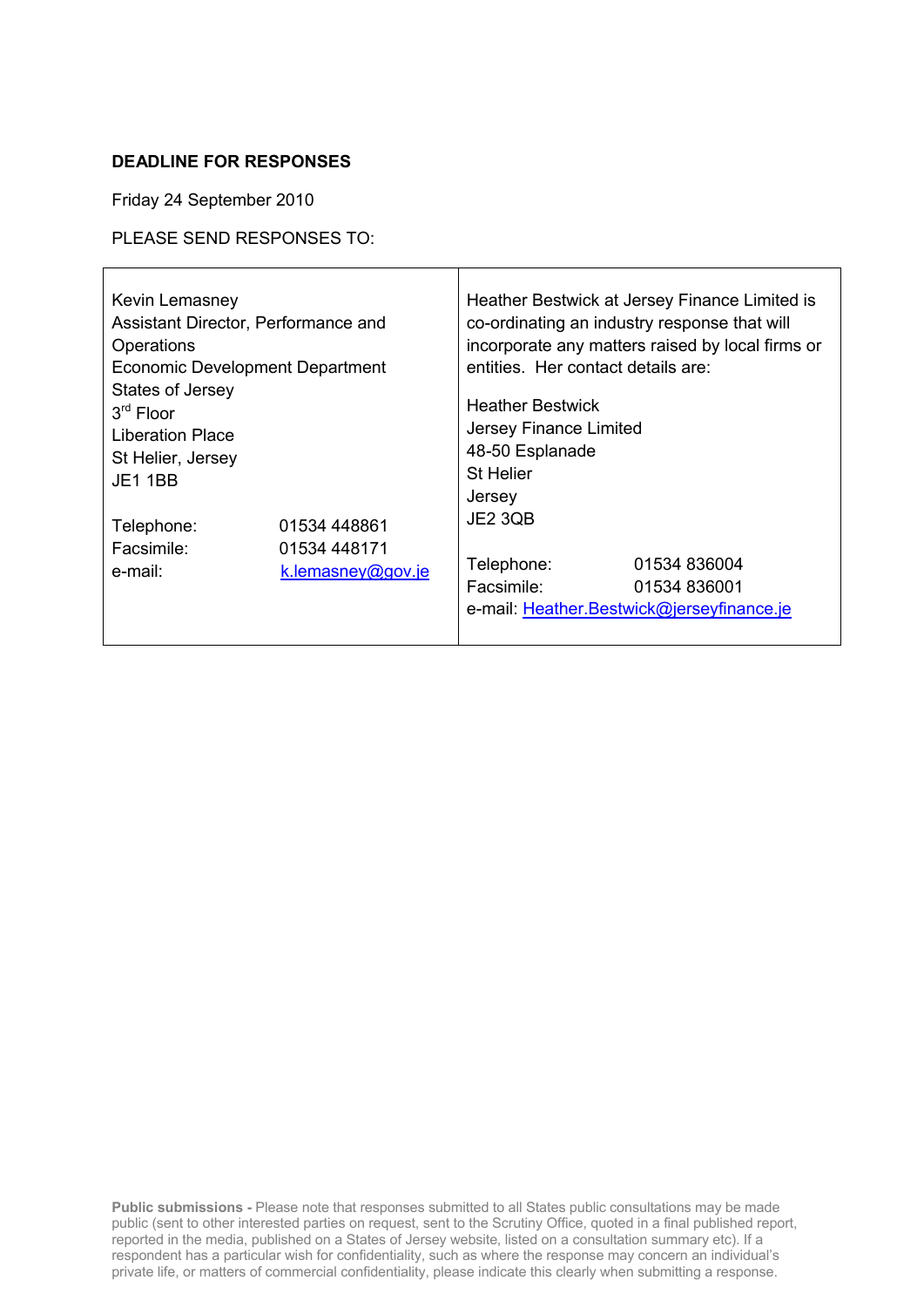**DEADLINE FOR RESPONSES**

Friday 24 September 2010

PLEASE SEND RESPONSES TO:

| | |
|---|---|
| Kevin Lemasney<br>Assistant Director, Performance and Operations<br>Economic Development Department<br>States of Jersey<br>3rd Floor<br>Liberation Place<br>St Helier, Jersey<br>JE1 1BB<br><br>Telephone: 01534 448861<br>Facsimile: 01534 448171<br>e-mail: k.lemasney@gov.je | Heather Bestwick at Jersey Finance Limited is co-ordinating an industry response that will incorporate any matters raised by local firms or entities. Her contact details are:<br><br>Heather Bestwick<br>Jersey Finance Limited<br>48-50 Esplanade<br>St Helier<br>Jersey<br>JE2 3QB<br><br>Telephone: 01534 836004<br>Facsimile: 01534 836001<br>e-mail: Heather.Bestwick@jerseyfinance.je |

**Public submissions -** Please note that responses submitted to all States public consultations may be made public (sent to other interested parties on request, sent to the Scrutiny Office, quoted in a final published report, reported in the media, published on a States of Jersey website, listed on a consultation summary etc). If a respondent has a particular wish for confidentiality, such as where the response may concern an individual's private life, or matters of commercial confidentiality, please indicate this clearly when submitting a response.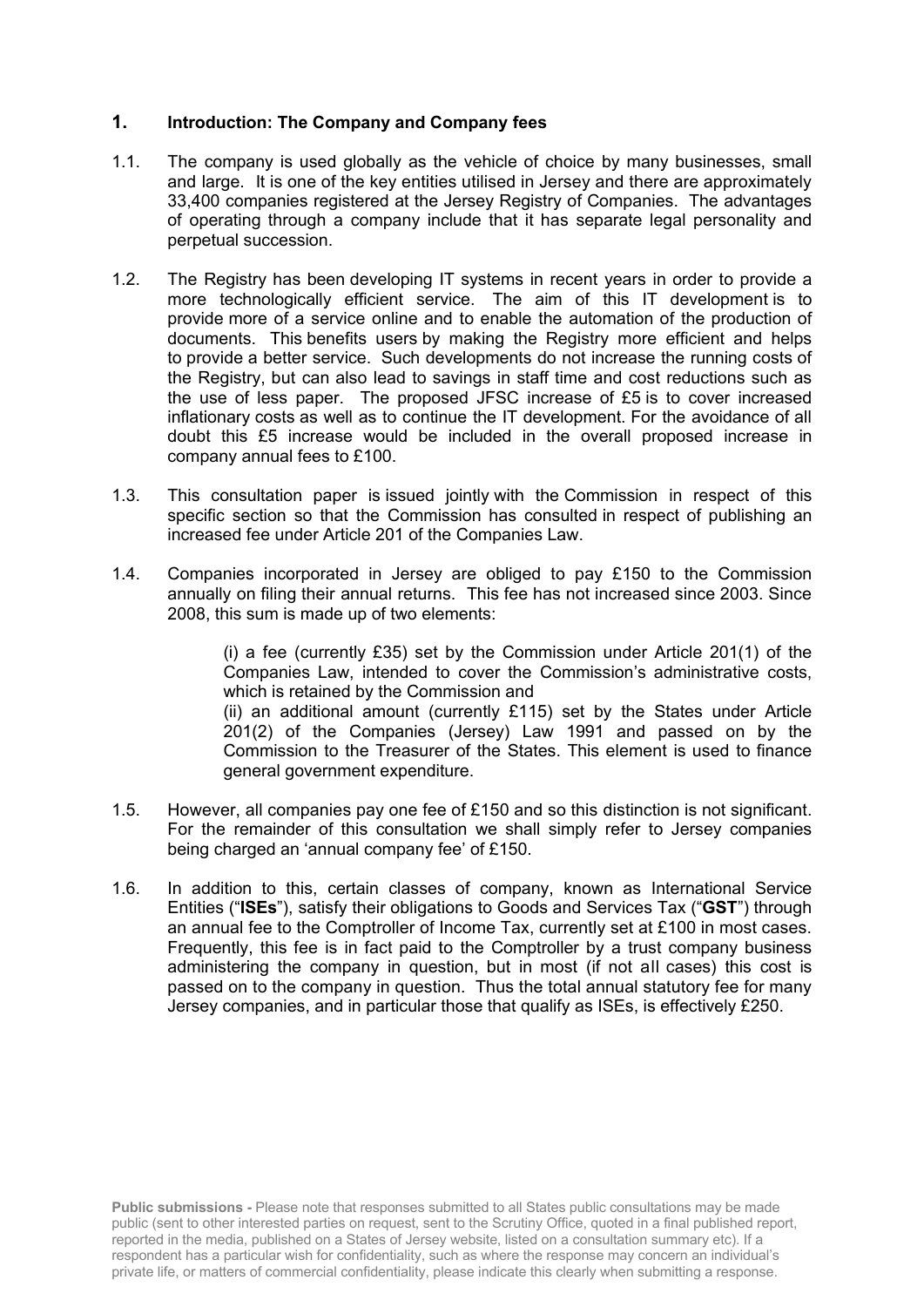## 1. Introduction: The Company and Company fees

1.1. The company is used globally as the vehicle of choice by many businesses, small and large. It is one of the key entities utilised in Jersey and there are approximately 33,400 companies registered at the Jersey Registry of Companies. The advantages of operating through a company include that it has separate legal personality and perpetual succession.

1.2. The Registry has been developing IT systems in recent years in order to provide a more technologically efficient service. The aim of this IT development is to provide more of a service online and to enable the automation of the production of documents. This benefits users by making the Registry more efficient and helps to provide a better service. Such developments do not increase the running costs of the Registry, but can also lead to savings in staff time and cost reductions such as the use of less paper. The proposed JFSC increase of £5 is to cover increased inflationary costs as well as to continue the IT development. For the avoidance of all doubt this £5 increase would be included in the overall proposed increase in company annual fees to £100.

1.3. This consultation paper is issued jointly with the Commission in respect of this specific section so that the Commission has consulted in respect of publishing an increased fee under Article 201 of the Companies Law.

1.4. Companies incorporated in Jersey are obliged to pay £150 to the Commission annually on filing their annual returns. This fee has not increased since 2003. Since 2008, this sum is made up of two elements:

> (i) a fee (currently £35) set by the Commission under Article 201(1) of the Companies Law, intended to cover the Commission's administrative costs, which is retained by the Commission and
> (ii) an additional amount (currently £115) set by the States under Article 201(2) of the Companies (Jersey) Law 1991 and passed on by the Commission to the Treasurer of the States. This element is used to finance general government expenditure.

1.5. However, all companies pay one fee of £150 and so this distinction is not significant. For the remainder of this consultation we shall simply refer to Jersey companies being charged an 'annual company fee' of £150.

1.6. In addition to this, certain classes of company, known as International Service Entities ("**ISEs**"), satisfy their obligations to Goods and Services Tax ("**GST**") through an annual fee to the Comptroller of Income Tax, currently set at £100 in most cases. Frequently, this fee is in fact paid to the Comptroller by a trust company business administering the company in question, but in most (if not all cases) this cost is passed on to the company in question. Thus the total annual statutory fee for many Jersey companies, and in particular those that qualify as ISEs, is effectively £250.

**Public submissions -** Please note that responses submitted to all States public consultations may be made public (sent to other interested parties on request, sent to the Scrutiny Office, quoted in a final published report, reported in the media, published on a States of Jersey website, listed on a consultation summary etc). If a respondent has a particular wish for confidentiality, such as where the response may concern an individual's private life, or matters of commercial confidentiality, please indicate this clearly when submitting a response.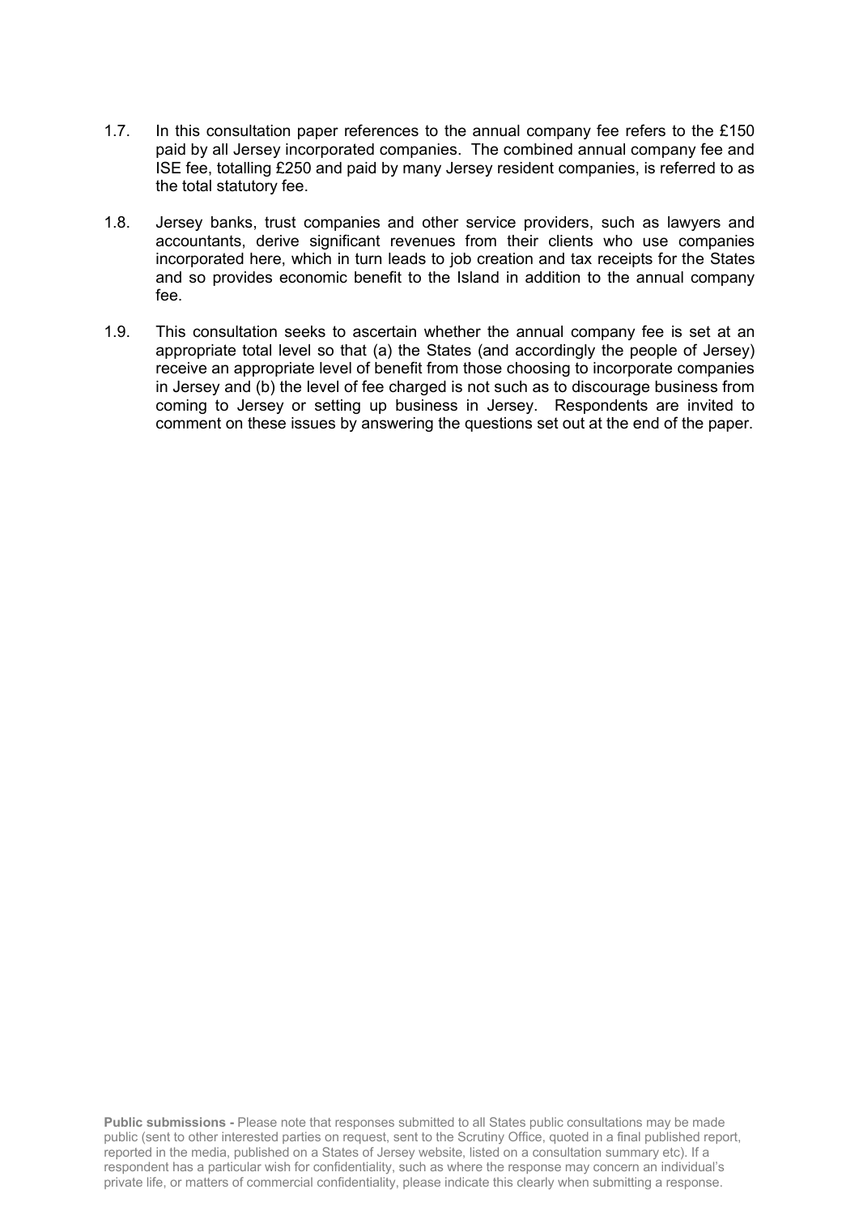1.7. In this consultation paper references to the annual company fee refers to the £150 paid by all Jersey incorporated companies. The combined annual company fee and ISE fee, totalling £250 and paid by many Jersey resident companies, is referred to as the total statutory fee.

1.8. Jersey banks, trust companies and other service providers, such as lawyers and accountants, derive significant revenues from their clients who use companies incorporated here, which in turn leads to job creation and tax receipts for the States and so provides economic benefit to the Island in addition to the annual company fee.

1.9. This consultation seeks to ascertain whether the annual company fee is set at an appropriate total level so that (a) the States (and accordingly the people of Jersey) receive an appropriate level of benefit from those choosing to incorporate companies in Jersey and (b) the level of fee charged is not such as to discourage business from coming to Jersey or setting up business in Jersey. Respondents are invited to comment on these issues by answering the questions set out at the end of the paper.

**Public submissions -** Please note that responses submitted to all States public consultations may be made public (sent to other interested parties on request, sent to the Scrutiny Office, quoted in a final published report, reported in the media, published on a States of Jersey website, listed on a consultation summary etc). If a respondent has a particular wish for confidentiality, such as where the response may concern an individual's private life, or matters of commercial confidentiality, please indicate this clearly when submitting a response.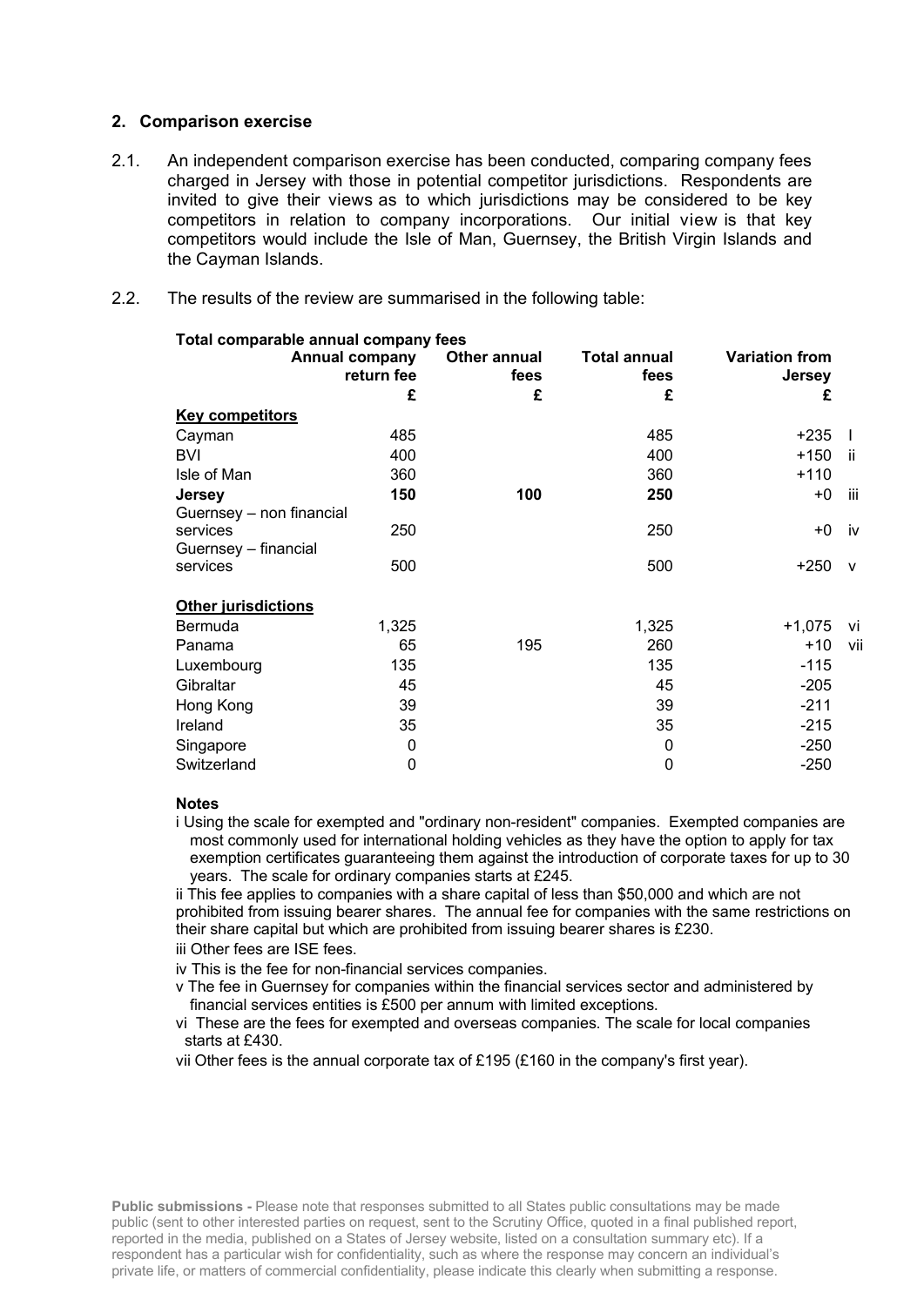## 2. Comparison exercise

2.1. An independent comparison exercise has been conducted, comparing company fees charged in Jersey with those in potential competitor jurisdictions. Respondents are invited to give their views as to which jurisdictions may be considered to be key competitors in relation to company incorporations. Our initial view is that key competitors would include the Isle of Man, Guernsey, the British Virgin Islands and the Cayman Islands.

2.2. The results of the review are summarised in the following table:

**Total comparable annual company fees**

| | Annual company return fee | Other annual fees | Total annual fees | Variation from Jersey | |
|---|---|---|---|---|---|
| | £ | £ | £ | £ | |
| **Key competitors** | | | | | |
| Cayman | 485 | | 485 | +235 | I |
| BVI | 400 | | 400 | +150 | ii |
| Isle of Man | 360 | | 360 | +110 | |
| **Jersey** | **150** | **100** | **250** | +0 | iii |
| Guernsey – non financial services | 250 | | 250 | +0 | iv |
| Guernsey – financial services | 500 | | 500 | +250 | v |
| **Other jurisdictions** | | | | | |
| Bermuda | 1,325 | | 1,325 | +1,075 | vi |
| Panama | 65 | 195 | 260 | +10 | vii |
| Luxembourg | 135 | | 135 | -115 | |
| Gibraltar | 45 | | 45 | -205 | |
| Hong Kong | 39 | | 39 | -211 | |
| Ireland | 35 | | 35 | -215 | |
| Singapore | 0 | | 0 | -250 | |
| Switzerland | 0 | | 0 | -250 | |

**Notes**

i Using the scale for exempted and "ordinary non-resident" companies. Exempted companies are most commonly used for international holding vehicles as they have the option to apply for tax exemption certificates guaranteeing them against the introduction of corporate taxes for up to 30 years. The scale for ordinary companies starts at £245.

ii This fee applies to companies with a share capital of less than $50,000 and which are not prohibited from issuing bearer shares. The annual fee for companies with the same restrictions on their share capital but which are prohibited from issuing bearer shares is £230.

iii Other fees are ISE fees.

iv This is the fee for non-financial services companies.

v The fee in Guernsey for companies within the financial services sector and administered by financial services entities is £500 per annum with limited exceptions.

vi These are the fees for exempted and overseas companies. The scale for local companies starts at £430.

vii Other fees is the annual corporate tax of £195 (£160 in the company's first year).

**Public submissions -** Please note that responses submitted to all States public consultations may be made public (sent to other interested parties on request, sent to the Scrutiny Office, quoted in a final published report, reported in the media, published on a States of Jersey website, listed on a consultation summary etc). If a respondent has a particular wish for confidentiality, such as where the response may concern an individual's private life, or matters of commercial confidentiality, please indicate this clearly when submitting a response.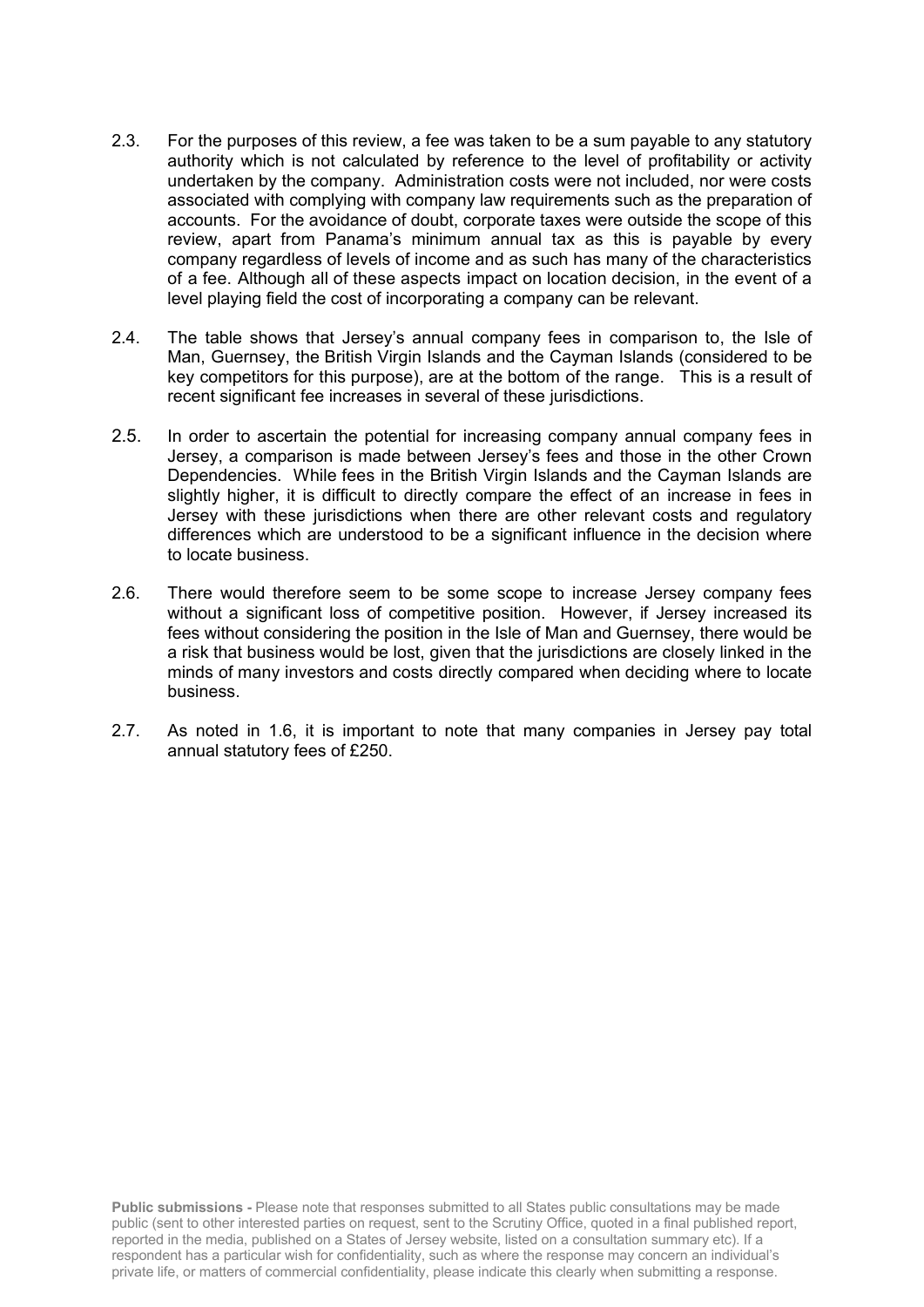2.3. For the purposes of this review, a fee was taken to be a sum payable to any statutory authority which is not calculated by reference to the level of profitability or activity undertaken by the company. Administration costs were not included, nor were costs associated with complying with company law requirements such as the preparation of accounts. For the avoidance of doubt, corporate taxes were outside the scope of this review, apart from Panama's minimum annual tax as this is payable by every company regardless of levels of income and as such has many of the characteristics of a fee. Although all of these aspects impact on location decision, in the event of a level playing field the cost of incorporating a company can be relevant.

2.4. The table shows that Jersey's annual company fees in comparison to, the Isle of Man, Guernsey, the British Virgin Islands and the Cayman Islands (considered to be key competitors for this purpose), are at the bottom of the range. This is a result of recent significant fee increases in several of these jurisdictions.

2.5. In order to ascertain the potential for increasing company annual company fees in Jersey, a comparison is made between Jersey's fees and those in the other Crown Dependencies. While fees in the British Virgin Islands and the Cayman Islands are slightly higher, it is difficult to directly compare the effect of an increase in fees in Jersey with these jurisdictions when there are other relevant costs and regulatory differences which are understood to be a significant influence in the decision where to locate business.

2.6. There would therefore seem to be some scope to increase Jersey company fees without a significant loss of competitive position. However, if Jersey increased its fees without considering the position in the Isle of Man and Guernsey, there would be a risk that business would be lost, given that the jurisdictions are closely linked in the minds of many investors and costs directly compared when deciding where to locate business.

2.7. As noted in 1.6, it is important to note that many companies in Jersey pay total annual statutory fees of £250.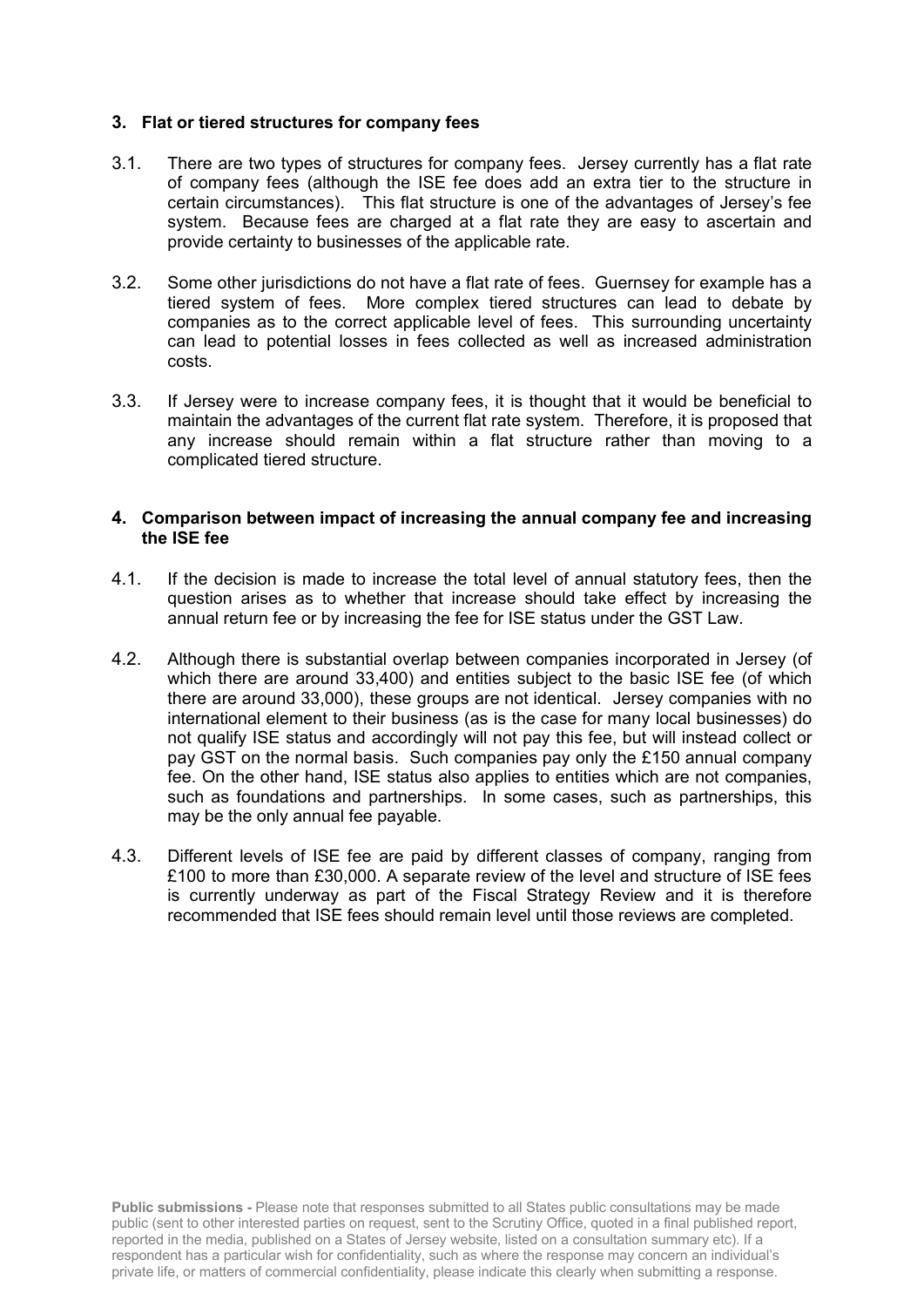## 3. Flat or tiered structures for company fees

3.1. There are two types of structures for company fees. Jersey currently has a flat rate of company fees (although the ISE fee does add an extra tier to the structure in certain circumstances). This flat structure is one of the advantages of Jersey's fee system. Because fees are charged at a flat rate they are easy to ascertain and provide certainty to businesses of the applicable rate.

3.2. Some other jurisdictions do not have a flat rate of fees. Guernsey for example has a tiered system of fees. More complex tiered structures can lead to debate by companies as to the correct applicable level of fees. This surrounding uncertainty can lead to potential losses in fees collected as well as increased administration costs.

3.3. If Jersey were to increase company fees, it is thought that it would be beneficial to maintain the advantages of the current flat rate system. Therefore, it is proposed that any increase should remain within a flat structure rather than moving to a complicated tiered structure.

## 4. Comparison between impact of increasing the annual company fee and increasing the ISE fee

4.1. If the decision is made to increase the total level of annual statutory fees, then the question arises as to whether that increase should take effect by increasing the annual return fee or by increasing the fee for ISE status under the GST Law.

4.2. Although there is substantial overlap between companies incorporated in Jersey (of which there are around 33,400) and entities subject to the basic ISE fee (of which there are around 33,000), these groups are not identical. Jersey companies with no international element to their business (as is the case for many local businesses) do not qualify ISE status and accordingly will not pay this fee, but will instead collect or pay GST on the normal basis. Such companies pay only the £150 annual company fee. On the other hand, ISE status also applies to entities which are not companies, such as foundations and partnerships. In some cases, such as partnerships, this may be the only annual fee payable.

4.3. Different levels of ISE fee are paid by different classes of company, ranging from £100 to more than £30,000. A separate review of the level and structure of ISE fees is currently underway as part of the Fiscal Strategy Review and it is therefore recommended that ISE fees should remain level until those reviews are completed.

**Public submissions -** Please note that responses submitted to all States public consultations may be made public (sent to other interested parties on request, sent to the Scrutiny Office, quoted in a final published report, reported in the media, published on a States of Jersey website, listed on a consultation summary etc). If a respondent has a particular wish for confidentiality, such as where the response may concern an individual's private life, or matters of commercial confidentiality, please indicate this clearly when submitting a response.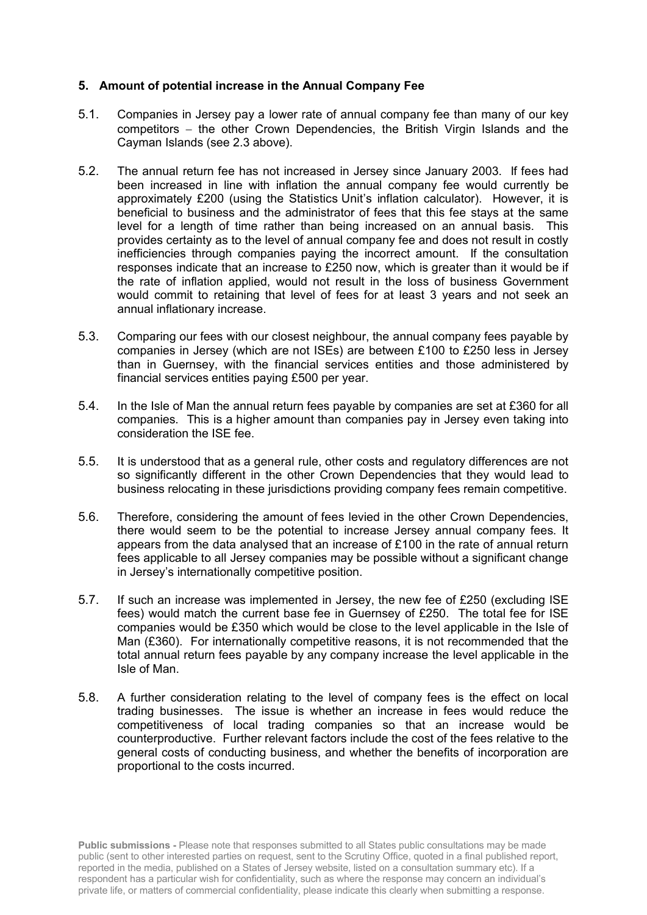## 5. Amount of potential increase in the Annual Company Fee

5.1. Companies in Jersey pay a lower rate of annual company fee than many of our key competitors – the other Crown Dependencies, the British Virgin Islands and the Cayman Islands (see 2.3 above).

5.2. The annual return fee has not increased in Jersey since January 2003. If fees had been increased in line with inflation the annual company fee would currently be approximately £200 (using the Statistics Unit's inflation calculator). However, it is beneficial to business and the administrator of fees that this fee stays at the same level for a length of time rather than being increased on an annual basis. This provides certainty as to the level of annual company fee and does not result in costly inefficiencies through companies paying the incorrect amount. If the consultation responses indicate that an increase to £250 now, which is greater than it would be if the rate of inflation applied, would not result in the loss of business Government would commit to retaining that level of fees for at least 3 years and not seek an annual inflationary increase.

5.3. Comparing our fees with our closest neighbour, the annual company fees payable by companies in Jersey (which are not ISEs) are between £100 to £250 less in Jersey than in Guernsey, with the financial services entities and those administered by financial services entities paying £500 per year.

5.4. In the Isle of Man the annual return fees payable by companies are set at £360 for all companies. This is a higher amount than companies pay in Jersey even taking into consideration the ISE fee.

5.5. It is understood that as a general rule, other costs and regulatory differences are not so significantly different in the other Crown Dependencies that they would lead to business relocating in these jurisdictions providing company fees remain competitive.

5.6. Therefore, considering the amount of fees levied in the other Crown Dependencies, there would seem to be the potential to increase Jersey annual company fees. It appears from the data analysed that an increase of £100 in the rate of annual return fees applicable to all Jersey companies may be possible without a significant change in Jersey's internationally competitive position.

5.7. If such an increase was implemented in Jersey, the new fee of £250 (excluding ISE fees) would match the current base fee in Guernsey of £250. The total fee for ISE companies would be £350 which would be close to the level applicable in the Isle of Man (£360). For internationally competitive reasons, it is not recommended that the total annual return fees payable by any company increase the level applicable in the Isle of Man.

5.8. A further consideration relating to the level of company fees is the effect on local trading businesses. The issue is whether an increase in fees would reduce the competitiveness of local trading companies so that an increase would be counterproductive. Further relevant factors include the cost of the fees relative to the general costs of conducting business, and whether the benefits of incorporation are proportional to the costs incurred.

**Public submissions -** Please note that responses submitted to all States public consultations may be made public (sent to other interested parties on request, sent to the Scrutiny Office, quoted in a final published report, reported in the media, published on a States of Jersey website, listed on a consultation summary etc). If a respondent has a particular wish for confidentiality, such as where the response may concern an individual's private life, or matters of commercial confidentiality, please indicate this clearly when submitting a response.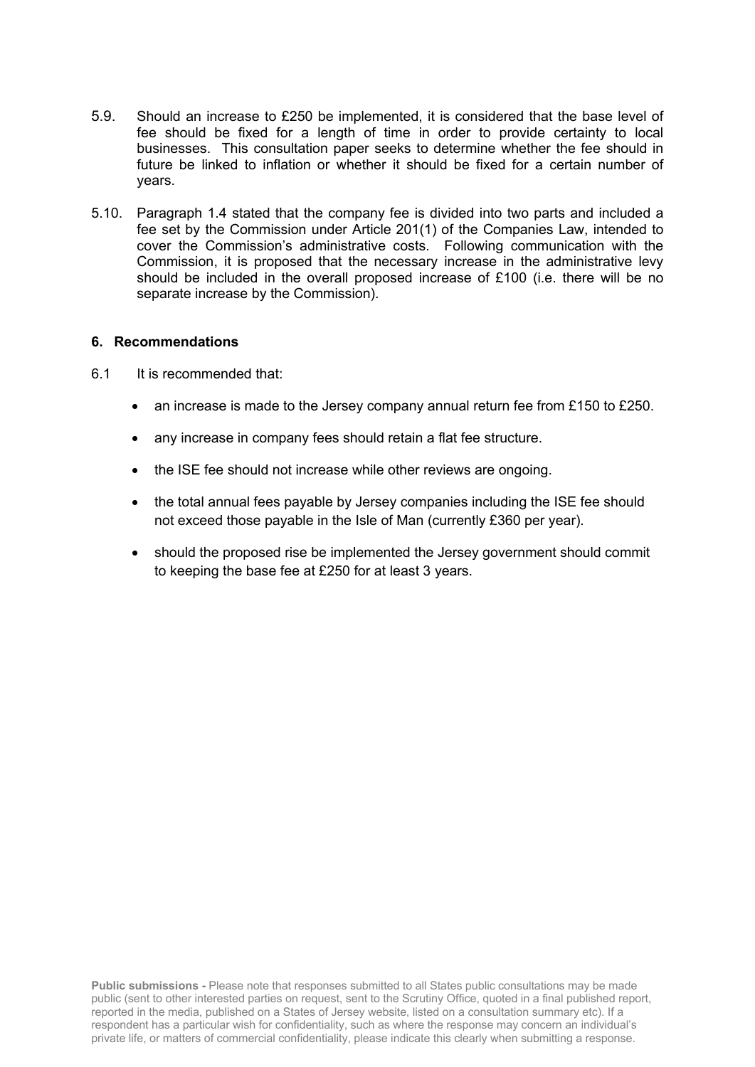5.9. Should an increase to £250 be implemented, it is considered that the base level of fee should be fixed for a length of time in order to provide certainty to local businesses. This consultation paper seeks to determine whether the fee should in future be linked to inflation or whether it should be fixed for a certain number of years.

5.10. Paragraph 1.4 stated that the company fee is divided into two parts and included a fee set by the Commission under Article 201(1) of the Companies Law, intended to cover the Commission's administrative costs. Following communication with the Commission, it is proposed that the necessary increase in the administrative levy should be included in the overall proposed increase of £100 (i.e. there will be no separate increase by the Commission).

## 6. Recommendations

6.1 It is recommended that:

- an increase is made to the Jersey company annual return fee from £150 to £250.
- any increase in company fees should retain a flat fee structure.
- the ISE fee should not increase while other reviews are ongoing.
- the total annual fees payable by Jersey companies including the ISE fee should not exceed those payable in the Isle of Man (currently £360 per year).
- should the proposed rise be implemented the Jersey government should commit to keeping the base fee at £250 for at least 3 years.

**Public submissions -** Please note that responses submitted to all States public consultations may be made public (sent to other interested parties on request, sent to the Scrutiny Office, quoted in a final published report, reported in the media, published on a States of Jersey website, listed on a consultation summary etc). If a respondent has a particular wish for confidentiality, such as where the response may concern an individual's private life, or matters of commercial confidentiality, please indicate this clearly when submitting a response.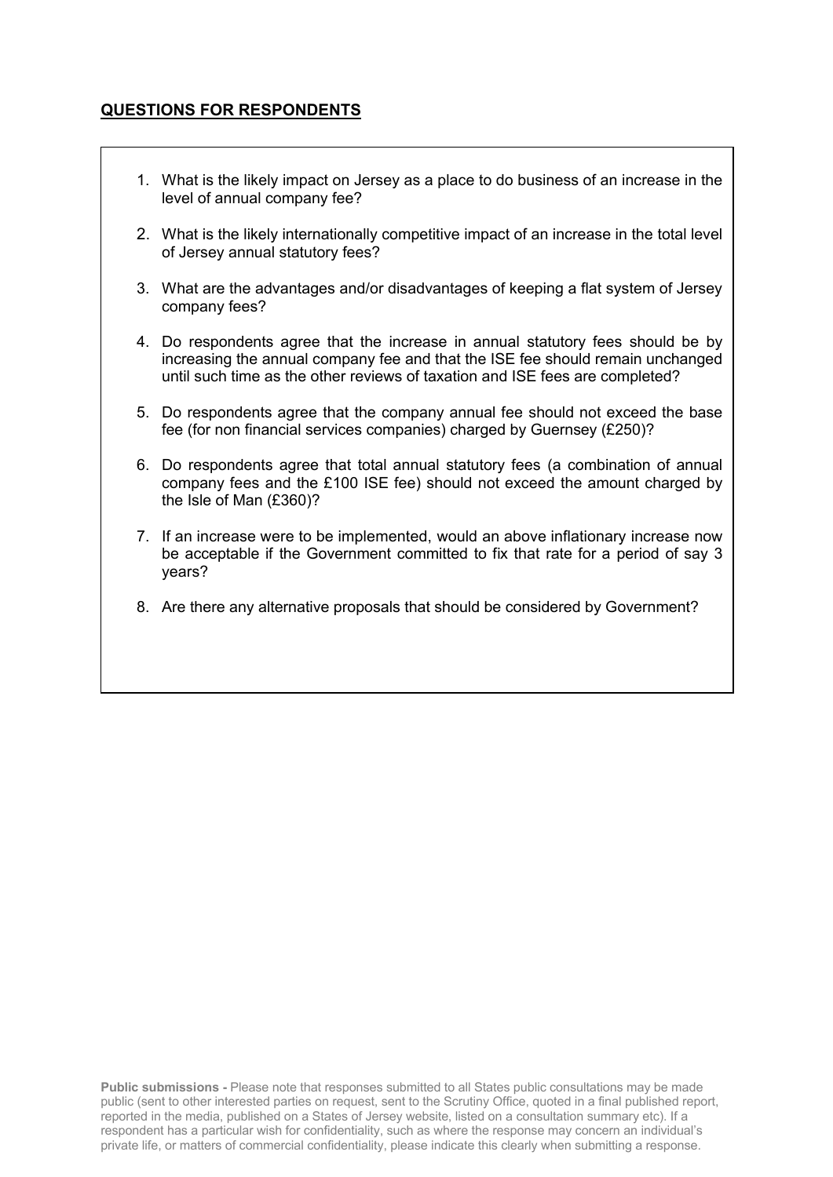## QUESTIONS FOR RESPONDENTS

1. What is the likely impact on Jersey as a place to do business of an increase in the level of annual company fee?
2. What is the likely internationally competitive impact of an increase in the total level of Jersey annual statutory fees?
3. What are the advantages and/or disadvantages of keeping a flat system of Jersey company fees?
4. Do respondents agree that the increase in annual statutory fees should be by increasing the annual company fee and that the ISE fee should remain unchanged until such time as the other reviews of taxation and ISE fees are completed?
5. Do respondents agree that the company annual fee should not exceed the base fee (for non financial services companies) charged by Guernsey (£250)?
6. Do respondents agree that total annual statutory fees (a combination of annual company fees and the £100 ISE fee) should not exceed the amount charged by the Isle of Man (£360)?
7. If an increase were to be implemented, would an above inflationary increase now be acceptable if the Government committed to fix that rate for a period of say 3 years?
8. Are there any alternative proposals that should be considered by Government?

**Public submissions -** Please note that responses submitted to all States public consultations may be made public (sent to other interested parties on request, sent to the Scrutiny Office, quoted in a final published report, reported in the media, published on a States of Jersey website, listed on a consultation summary etc). If a respondent has a particular wish for confidentiality, such as where the response may concern an individual's private life, or matters of commercial confidentiality, please indicate this clearly when submitting a response.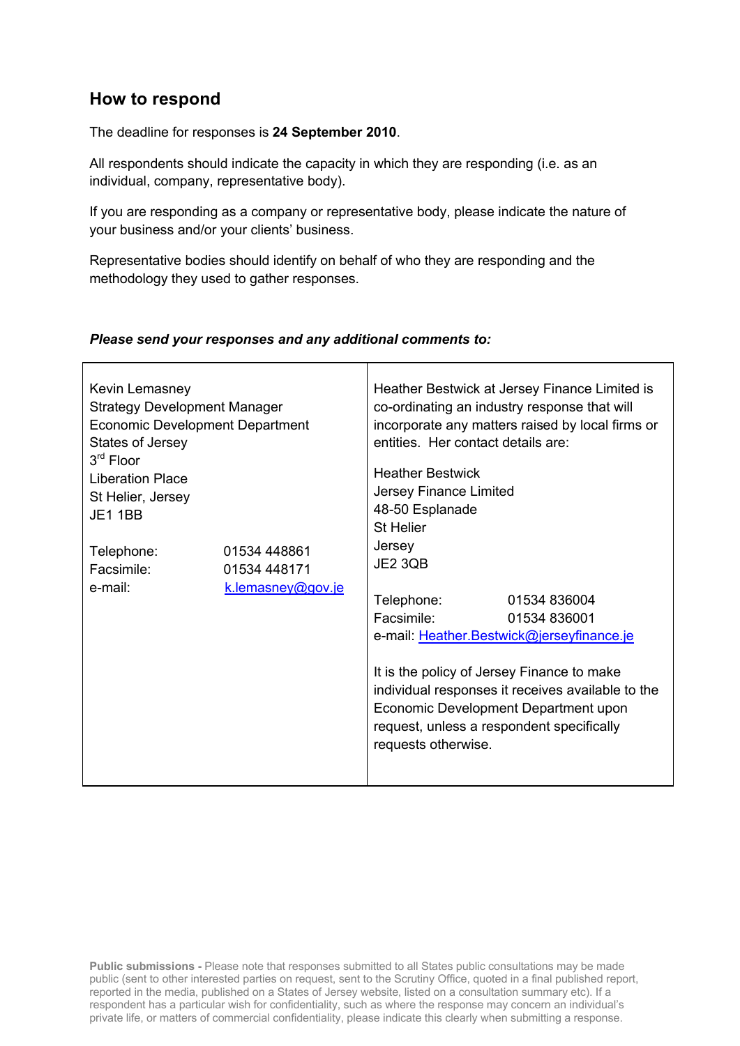## How to respond

The deadline for responses is **24 September 2010**.

All respondents should indicate the capacity in which they are responding (i.e. as an individual, company, representative body).

If you are responding as a company or representative body, please indicate the nature of your business and/or your clients' business.

Representative bodies should identify on behalf of who they are responding and the methodology they used to gather responses.

***Please send your responses and any additional comments to:***

| | |
|---|---|
| Kevin Lemasney<br>Strategy Development Manager<br>Economic Development Department<br>States of Jersey<br>3rd Floor<br>Liberation Place<br>St Helier, Jersey<br>JE1 1BB<br><br>Telephone: 01534 448861<br>Facsimile: 01534 448171<br>e-mail: k.lemasney@gov.je | Heather Bestwick at Jersey Finance Limited is co-ordinating an industry response that will incorporate any matters raised by local firms or entities. Her contact details are:<br><br>Heather Bestwick<br>Jersey Finance Limited<br>48-50 Esplanade<br>St Helier<br>Jersey<br>JE2 3QB<br><br>Telephone: 01534 836004<br>Facsimile: 01534 836001<br>e-mail: Heather.Bestwick@jerseyfinance.je<br><br>It is the policy of Jersey Finance to make individual responses it receives available to the Economic Development Department upon request, unless a respondent specifically requests otherwise. |

**Public submissions -** Please note that responses submitted to all States public consultations may be made public (sent to other interested parties on request, sent to the Scrutiny Office, quoted in a final published report, reported in the media, published on a States of Jersey website, listed on a consultation summary etc). If a respondent has a particular wish for confidentiality, such as where the response may concern an individual's private life, or matters of commercial confidentiality, please indicate this clearly when submitting a response.